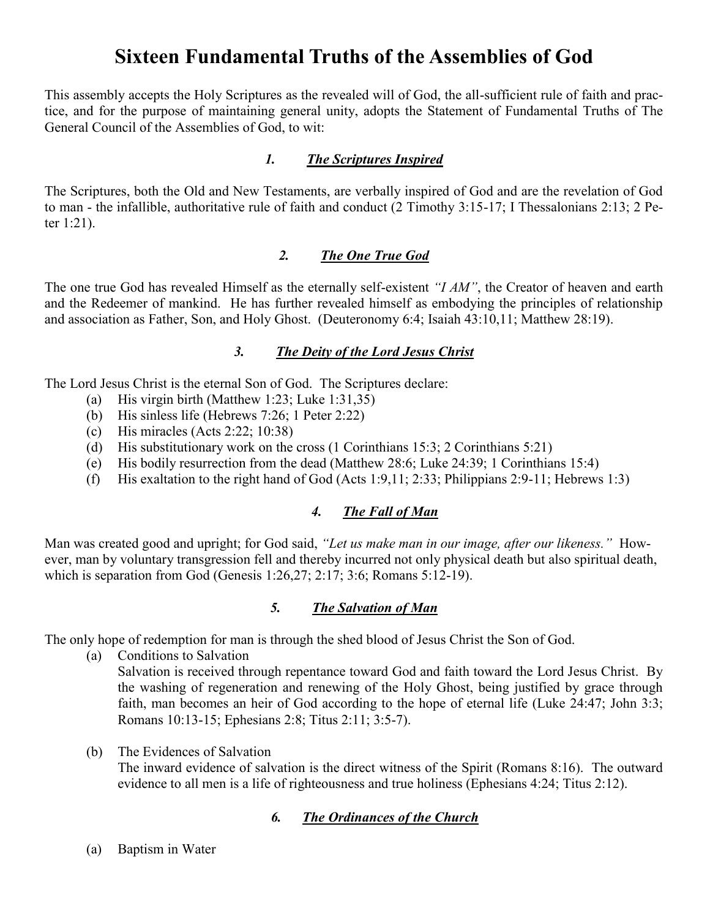# Sixteen Fundamental Truths of the Assemblies of God

This assembly accepts the Holy Scriptures as the revealed will of God, the all-sufficient rule of faith and practice, and for the purpose of maintaining general unity, adopts the Statement of Fundamental Truths of The General Council of the Assemblies of God, to wit:

### *1. The Scriptures Inspired*

The Scriptures, both the Old and New Testaments, are verbally inspired of God and are the revelation of God to man - the infallible, authoritative rule of faith and conduct (2 Timothy 3:15-17; I Thessalonians 2:13; 2 Peter 1:21).

### *2. The One True God*

The one true God has revealed Himself as the eternally self-existent *"I AM"*, the Creator of heaven and earth and the Redeemer of mankind. He has further revealed himself as embodying the principles of relationship and association as Father, Son, and Holy Ghost. (Deuteronomy 6:4; Isaiah 43:10,11; Matthew 28:19).

### *3. The Deity of the Lord Jesus Christ*

The Lord Jesus Christ is the eternal Son of God. The Scriptures declare:

- (a) His virgin birth (Matthew 1:23; Luke 1:31,35)
- (b) His sinless life (Hebrews 7:26; 1 Peter 2:22)
- (c) His miracles (Acts 2:22; 10:38)
- (d) His substitutionary work on the cross (1 Corinthians 15:3; 2 Corinthians 5:21)
- (e) His bodily resurrection from the dead (Matthew 28:6; Luke 24:39; 1 Corinthians 15:4)
- (f) His exaltation to the right hand of God (Acts 1:9,11; 2:33; Philippians 2:9-11; Hebrews 1:3)

### *4. The Fall of Man*

Man was created good and upright; for God said, *"Let us make man in our image, after our likeness."* However, man by voluntary transgression fell and thereby incurred not only physical death but also spiritual death, which is separation from God (Genesis 1:26,27; 2:17; 3:6; Romans 5:12-19).

### *5. The Salvation of Man*

The only hope of redemption for man is through the shed blood of Jesus Christ the Son of God.

- (a) Conditions to Salvation
  Salvation is received through repentance toward God and faith toward the Lord Jesus Christ. By the washing of regeneration and renewing of the Holy Ghost, being justified by grace through faith, man becomes an heir of God according to the hope of eternal life (Luke 24:47; John 3:3; Romans 10:13-15; Ephesians 2:8; Titus 2:11; 3:5-7).

- (b) The Evidences of Salvation
  The inward evidence of salvation is the direct witness of the Spirit (Romans 8:16). The outward evidence to all men is a life of righteousness and true holiness (Ephesians 4:24; Titus 2:12).

### *6. The Ordinances of the Church*

- (a) Baptism in Water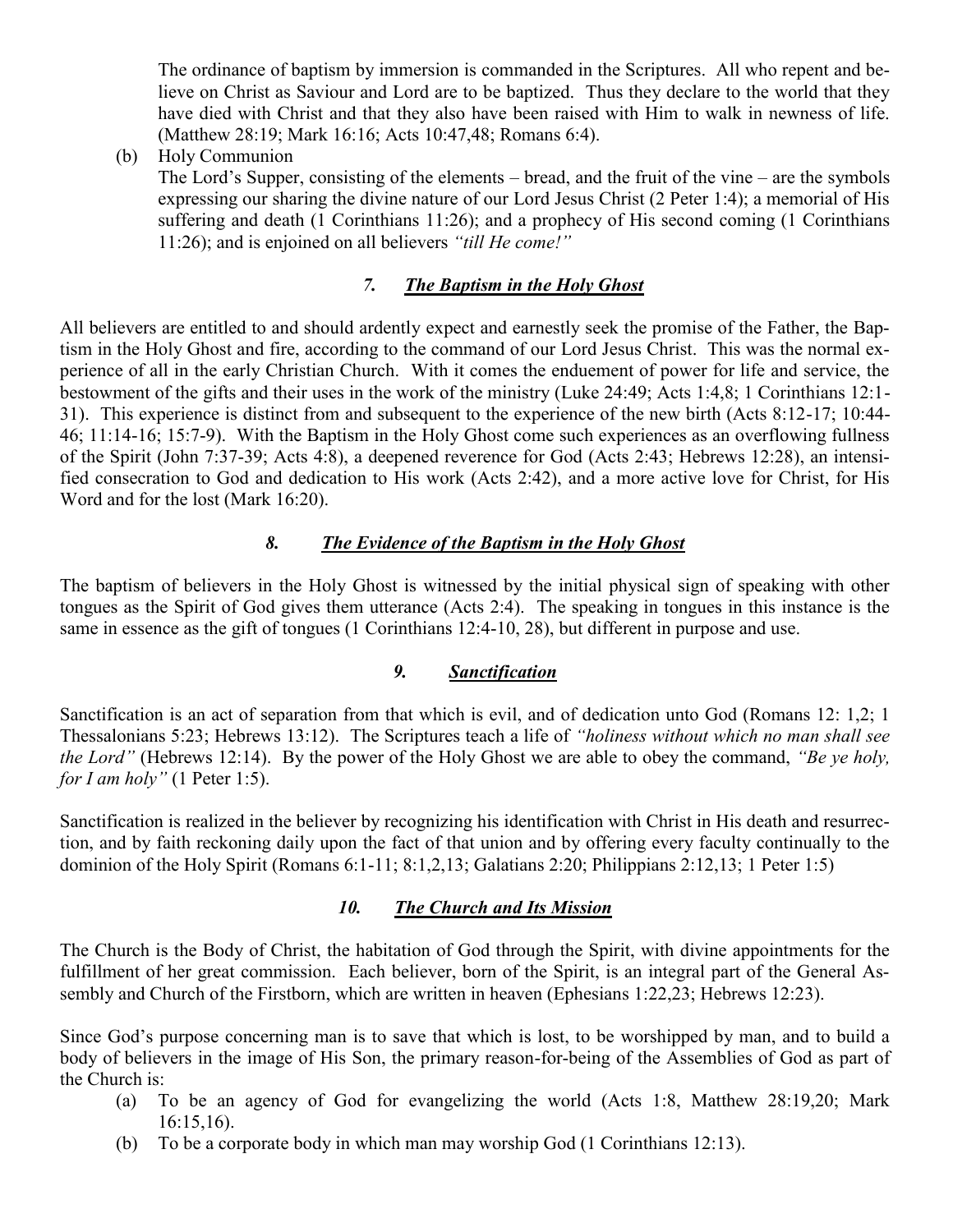The ordinance of baptism by immersion is commanded in the Scriptures. All who repent and believe on Christ as Saviour and Lord are to be baptized. Thus they declare to the world that they have died with Christ and that they also have been raised with Him to walk in newness of life. (Matthew 28:19; Mark 16:16; Acts 10:47,48; Romans 6:4).

(b) Holy Communion
The Lord's Supper, consisting of the elements – bread, and the fruit of the vine – are the symbols expressing our sharing the divine nature of our Lord Jesus Christ (2 Peter 1:4); a memorial of His suffering and death (1 Corinthians 11:26); and a prophecy of His second coming (1 Corinthians 11:26); and is enjoined on all believers *"till He come!"*

### *7. The Baptism in the Holy Ghost*

All believers are entitled to and should ardently expect and earnestly seek the promise of the Father, the Baptism in the Holy Ghost and fire, according to the command of our Lord Jesus Christ. This was the normal experience of all in the early Christian Church. With it comes the enduement of power for life and service, the bestowment of the gifts and their uses in the work of the ministry (Luke 24:49; Acts 1:4,8; 1 Corinthians 12:1-31). This experience is distinct from and subsequent to the experience of the new birth (Acts 8:12-17; 10:44-46; 11:14-16; 15:7-9). With the Baptism in the Holy Ghost come such experiences as an overflowing fullness of the Spirit (John 7:37-39; Acts 4:8), a deepened reverence for God (Acts 2:43; Hebrews 12:28), an intensified consecration to God and dedication to His work (Acts 2:42), and a more active love for Christ, for His Word and for the lost (Mark 16:20).

### *8. The Evidence of the Baptism in the Holy Ghost*

The baptism of believers in the Holy Ghost is witnessed by the initial physical sign of speaking with other tongues as the Spirit of God gives them utterance (Acts 2:4). The speaking in tongues in this instance is the same in essence as the gift of tongues (1 Corinthians 12:4-10, 28), but different in purpose and use.

### *9. Sanctification*

Sanctification is an act of separation from that which is evil, and of dedication unto God (Romans 12: 1,2; 1 Thessalonians 5:23; Hebrews 13:12). The Scriptures teach a life of *"holiness without which no man shall see the Lord"* (Hebrews 12:14). By the power of the Holy Ghost we are able to obey the command, *"Be ye holy, for I am holy"* (1 Peter 1:5).

Sanctification is realized in the believer by recognizing his identification with Christ in His death and resurrection, and by faith reckoning daily upon the fact of that union and by offering every faculty continually to the dominion of the Holy Spirit (Romans 6:1-11; 8:1,2,13; Galatians 2:20; Philippians 2:12,13; 1 Peter 1:5)

### *10. The Church and Its Mission*

The Church is the Body of Christ, the habitation of God through the Spirit, with divine appointments for the fulfillment of her great commission. Each believer, born of the Spirit, is an integral part of the General Assembly and Church of the Firstborn, which are written in heaven (Ephesians 1:22,23; Hebrews 12:23).

Since God's purpose concerning man is to save that which is lost, to be worshipped by man, and to build a body of believers in the image of His Son, the primary reason-for-being of the Assemblies of God as part of the Church is:

(a) To be an agency of God for evangelizing the world (Acts 1:8, Matthew 28:19,20; Mark 16:15,16).
(b) To be a corporate body in which man may worship God (1 Corinthians 12:13).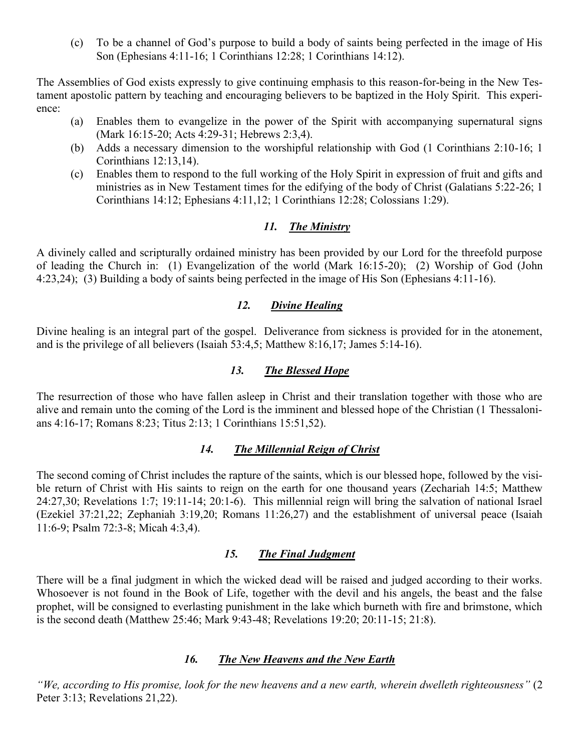(c) To be a channel of God's purpose to build a body of saints being perfected in the image of His Son (Ephesians 4:11-16; 1 Corinthians 12:28; 1 Corinthians 14:12).

The Assemblies of God exists expressly to give continuing emphasis to this reason-for-being in the New Testament apostolic pattern by teaching and encouraging believers to be baptized in the Holy Spirit. This experience:

(a) Enables them to evangelize in the power of the Spirit with accompanying supernatural signs (Mark 16:15-20; Acts 4:29-31; Hebrews 2:3,4).
(b) Adds a necessary dimension to the worshipful relationship with God (1 Corinthians 2:10-16; 1 Corinthians 12:13,14).
(c) Enables them to respond to the full working of the Holy Spirit in expression of fruit and gifts and ministries as in New Testament times for the edifying of the body of Christ (Galatians 5:22-26; 1 Corinthians 14:12; Ephesians 4:11,12; 1 Corinthians 12:28; Colossians 1:29).

### *11. The Ministry*

A divinely called and scripturally ordained ministry has been provided by our Lord for the threefold purpose of leading the Church in: (1) Evangelization of the world (Mark 16:15-20); (2) Worship of God (John 4:23,24); (3) Building a body of saints being perfected in the image of His Son (Ephesians 4:11-16).

### *12. Divine Healing*

Divine healing is an integral part of the gospel. Deliverance from sickness is provided for in the atonement, and is the privilege of all believers (Isaiah 53:4,5; Matthew 8:16,17; James 5:14-16).

### *13. The Blessed Hope*

The resurrection of those who have fallen asleep in Christ and their translation together with those who are alive and remain unto the coming of the Lord is the imminent and blessed hope of the Christian (1 Thessalonians 4:16-17; Romans 8:23; Titus 2:13; 1 Corinthians 15:51,52).

### *14. The Millennial Reign of Christ*

The second coming of Christ includes the rapture of the saints, which is our blessed hope, followed by the visible return of Christ with His saints to reign on the earth for one thousand years (Zechariah 14:5; Matthew 24:27,30; Revelations 1:7; 19:11-14; 20:1-6). This millennial reign will bring the salvation of national Israel (Ezekiel 37:21,22; Zephaniah 3:19,20; Romans 11:26,27) and the establishment of universal peace (Isaiah 11:6-9; Psalm 72:3-8; Micah 4:3,4).

### *15. The Final Judgment*

There will be a final judgment in which the wicked dead will be raised and judged according to their works. Whosoever is not found in the Book of Life, together with the devil and his angels, the beast and the false prophet, will be consigned to everlasting punishment in the lake which burneth with fire and brimstone, which is the second death (Matthew 25:46; Mark 9:43-48; Revelations 19:20; 20:11-15; 21:8).

### *16. The New Heavens and the New Earth*

*"We, according to His promise, look for the new heavens and a new earth, wherein dwelleth righteousness"* (2 Peter 3:13; Revelations 21,22).